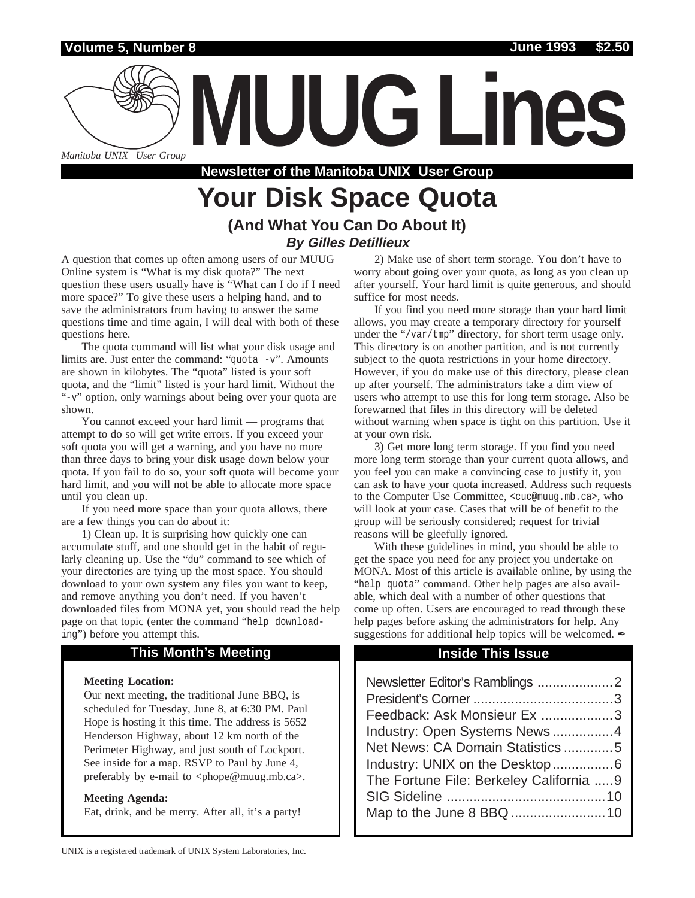# MUUG Lines

*Manitoba UNIX User Group*

**Newsletter of the Manitoba UNIX User Group**

## Your Disk Space Quota

### (And What You Can Do About It)

***By Gilles Detillieux***

A question that comes up often among users of our MUUG Online system is "What is my disk quota?" The next question these users usually have is "What can I do if I need more space?" To give these users a helping hand, and to save the administrators from having to answer the same questions time and time again, I will deal with both of these questions here.

The quota command will list what your disk usage and limits are. Just enter the command: "`quota -v`". Amounts are shown in kilobytes. The "quota" listed is your soft quota, and the "limit" listed is your hard limit. Without the "`-v`" option, only warnings about being over your quota are shown.

You cannot exceed your hard limit — programs that attempt to do so will get write errors. If you exceed your soft quota you will get a warning, and you have no more than three days to bring your disk usage down below your quota. If you fail to do so, your soft quota will become your hard limit, and you will not be able to allocate more space until you clean up.

If you need more space than your quota allows, there are a few things you can do about it:

1) Clean up. It is surprising how quickly one can accumulate stuff, and one should get in the habit of regularly cleaning up. Use the "`du`" command to see which of your directories are tying up the most space. You should download to your own system any files you want to keep, and remove anything you don't need. If you haven't downloaded files from MONA yet, you should read the help page on that topic (enter the command "`help downloading`") before you attempt this.

2) Make use of short term storage. You don't have to worry about going over your quota, as long as you clean up after yourself. Your hard limit is quite generous, and should suffice for most needs.

If you find you need more storage than your hard limit allows, you may create a temporary directory for yourself under the "`/var/tmp`" directory, for short term usage only. This directory is on another partition, and is not currently subject to the quota restrictions in your home directory. However, if you do make use of this directory, please clean up after yourself. The administrators take a dim view of users who attempt to use this for long term storage. Also be forewarned that files in this directory will be deleted without warning when space is tight on this partition. Use it at your own risk.

3) Get more long term storage. If you find you need more long term storage than your current quota allows, and you feel you can make a convincing case to justify it, you can ask to have your quota increased. Address such requests to the Computer Use Committee, `<cuc@muug.mb.ca>`, who will look at your case. Cases that will be of benefit to the group will be seriously considered; request for trivial reasons will be gleefully ignored.

With these guidelines in mind, you should be able to get the space you need for any project you undertake on MONA. Most of this article is available online, by using the "`help quota`" command. Other help pages are also available, which deal with a number of other questions that come up often. Users are encouraged to read through these help pages before asking the administrators for help. Any suggestions for additional help topics will be welcomed. ✒

## This Month's Meeting

**Meeting Location:**

Our next meeting, the traditional June BBQ, is scheduled for Tuesday, June 8, at 6:30 PM. Paul Hope is hosting it this time. The address is 5652 Henderson Highway, about 12 km north of the Perimeter Highway, and just south of Lockport. See inside for a map. RSVP to Paul by June 4, preferably by e-mail to <phope@muug.mb.ca>.

**Meeting Agenda:**

Eat, drink, and be merry. After all, it's a party!

## Inside This Issue

- Newsletter Editor's Ramblings .................... 2
- President's Corner .................................... 3
- Feedback: Ask Monsieur Ex ................... 3
- Industry: Open Systems News ................ 4
- Net News: CA Domain Statistics ............. 5
- Industry: UNIX on the Desktop ................ 6
- The Fortune File: Berkeley California ..... 9
- SIG Sideline .......................................... 10
- Map to the June 8 BBQ ......................... 10

UNIX is a registered trademark of UNIX System Laboratories, Inc.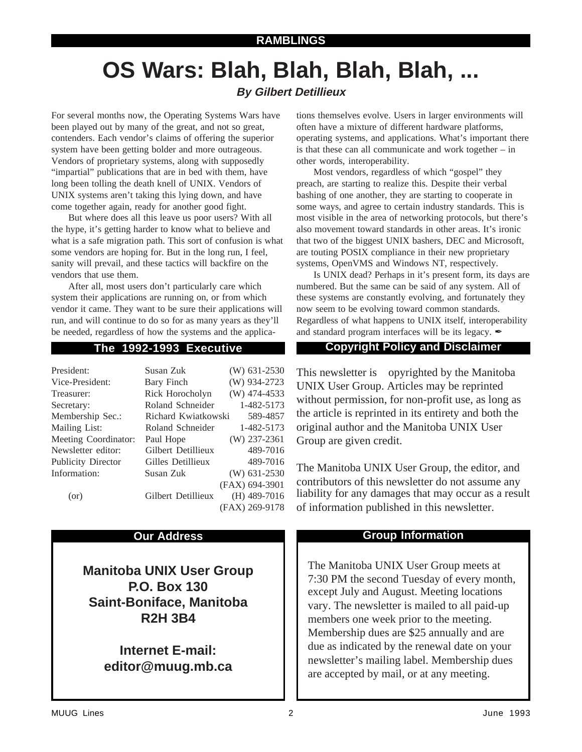RAMBLINGS

# OS Wars: Blah, Blah, Blah, Blah, ...

***By Gilbert Detillieux***

For several months now, the Operating Systems Wars have been played out by many of the great, and not so great, contenders. Each vendor's claims of offering the superior system have been getting bolder and more outrageous. Vendors of proprietary systems, along with supposedly "impartial" publications that are in bed with them, have long been tolling the death knell of UNIX. Vendors of UNIX systems aren't taking this lying down, and have come together again, ready for another good fight.

But where does all this leave us poor users? With all the hype, it's getting harder to know what to believe and what is a safe migration path. This sort of confusion is what some vendors are hoping for. But in the long run, I feel, sanity will prevail, and these tactics will backfire on the vendors that use them.

After all, most users don't particularly care which system their applications are running on, or from which vendor it came. They want to be sure their applications will run, and will continue to do so for as many years as they'll be needed, regardless of how the systems and the applications themselves evolve. Users in larger environments will often have a mixture of different hardware platforms, operating systems, and applications. What's important there is that these can all communicate and work together – in other words, interoperability.

Most vendors, regardless of which "gospel" they preach, are starting to realize this. Despite their verbal bashing of one another, they are starting to cooperate in some ways, and agree to certain industry standards. This is most visible in the area of networking protocols, but there's also movement toward standards in other areas. It's ironic that two of the biggest UNIX bashers, DEC and Microsoft, are touting POSIX compliance in their new proprietary systems, OpenVMS and Windows NT, respectively.

Is UNIX dead? Perhaps in it's present form, its days are numbered. But the same can be said of any system. All of these systems are constantly evolving, and fortunately they now seem to be evolving toward common standards. Regardless of what happens to UNIX itself, interoperability and standard program interfaces will be its legacy. ✒

## The 1992-1993 Executive

| | | |
|---|---|---|
| President: | Susan Zuk | (W) 631-2530 |
| Vice-President: | Bary Finch | (W) 934-2723 |
| Treasurer: | Rick Horocholyn | (W) 474-4533 |
| Secretary: | Roland Schneider | 1-482-5173 |
| Membership Sec.: | Richard Kwiatkowski | 589-4857 |
| Mailing List: | Roland Schneider | 1-482-5173 |
| Meeting Coordinator: | Paul Hope | (W) 237-2361 |
| Newsletter editor: | Gilbert Detillieux | 489-7016 |
| Publicity Director | Gilles Detillieux | 489-7016 |
| Information: | Susan Zuk | (W) 631-2530 |
| | | (FAX) 694-3901 |
| (or) | Gilbert Detillieux | (H) 489-7016 |
| | | (FAX) 269-9178 |

## Copyright Policy and Disclaimer

This newsletter is opyrighted by the Manitoba UNIX User Group. Articles may be reprinted without permission, for non-profit use, as long as the article is reprinted in its entirety and both the original author and the Manitoba UNIX User Group are given credit.

The Manitoba UNIX User Group, the editor, and contributors of this newsletter do not assume any liability for any damages that may occur as a result of information published in this newsletter.

## Our Address

**Manitoba UNIX User Group**
**P.O. Box 130**
**Saint-Boniface, Manitoba**
**R2H 3B4**

**Internet E-mail:**
**editor@muug.mb.ca**

## Group Information

The Manitoba UNIX User Group meets at 7:30 PM the second Tuesday of every month, except July and August. Meeting locations vary. The newsletter is mailed to all paid-up members one week prior to the meeting. Membership dues are $25 annually and are due as indicated by the renewal date on your newsletter's mailing label. Membership dues are accepted by mail, or at any meeting.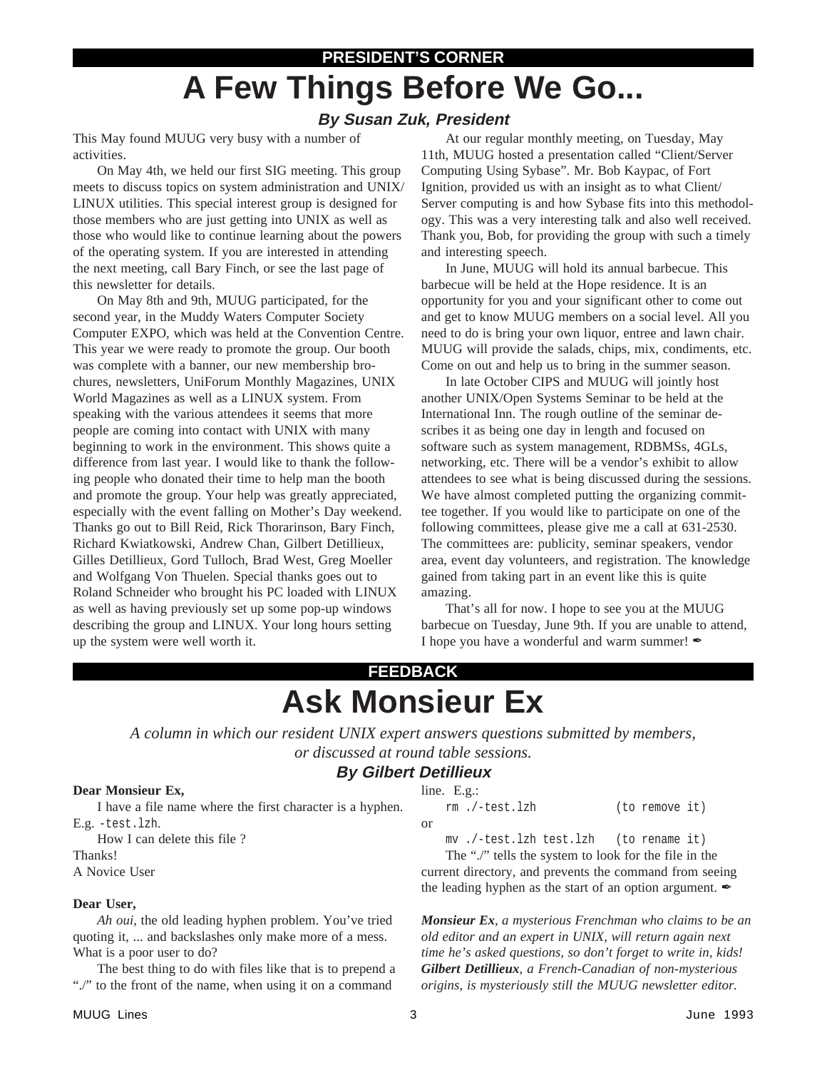PRESIDENT'S CORNER

# A Few Things Before We Go...

***By Susan Zuk, President***

This May found MUUG very busy with a number of activities.

On May 4th, we held our first SIG meeting. This group meets to discuss topics on system administration and UNIX/ LINUX utilities. This special interest group is designed for those members who are just getting into UNIX as well as those who would like to continue learning about the powers of the operating system. If you are interested in attending the next meeting, call Bary Finch, or see the last page of this newsletter for details.

On May 8th and 9th, MUUG participated, for the second year, in the Muddy Waters Computer Society Computer EXPO, which was held at the Convention Centre. This year we were ready to promote the group. Our booth was complete with a banner, our new membership brochures, newsletters, UniForum Monthly Magazines, UNIX World Magazines as well as a LINUX system. From speaking with the various attendees it seems that more people are coming into contact with UNIX with many beginning to work in the environment. This shows quite a difference from last year. I would like to thank the following people who donated their time to help man the booth and promote the group. Your help was greatly appreciated, especially with the event falling on Mother's Day weekend. Thanks go out to Bill Reid, Rick Thorarinson, Bary Finch, Richard Kwiatkowski, Andrew Chan, Gilbert Detillieux, Gilles Detillieux, Gord Tulloch, Brad West, Greg Moeller and Wolfgang Von Thuelen. Special thanks goes out to Roland Schneider who brought his PC loaded with LINUX as well as having previously set up some pop-up windows describing the group and LINUX. Your long hours setting up the system were well worth it.

At our regular monthly meeting, on Tuesday, May 11th, MUUG hosted a presentation called "Client/Server Computing Using Sybase". Mr. Bob Kaypac, of Fort Ignition, provided us with an insight as to what Client/ Server computing is and how Sybase fits into this methodology. This was a very interesting talk and also well received. Thank you, Bob, for providing the group with such a timely and interesting speech.

In June, MUUG will hold its annual barbecue. This barbecue will be held at the Hope residence. It is an opportunity for you and your significant other to come out and get to know MUUG members on a social level. All you need to do is bring your own liquor, entree and lawn chair. MUUG will provide the salads, chips, mix, condiments, etc. Come on out and help us to bring in the summer season.

In late October CIPS and MUUG will jointly host another UNIX/Open Systems Seminar to be held at the International Inn. The rough outline of the seminar describes it as being one day in length and focused on software such as system management, RDBMSs, 4GLs, networking, etc. There will be a vendor's exhibit to allow attendees to see what is being discussed during the sessions. We have almost completed putting the organizing committee together. If you would like to participate on one of the following committees, please give me a call at 631-2530. The committees are: publicity, seminar speakers, vendor area, event day volunteers, and registration. The knowledge gained from taking part in an event like this is quite amazing.

That's all for now. I hope to see you at the MUUG barbecue on Tuesday, June 9th. If you are unable to attend, I hope you have a wonderful and warm summer! ✒

FEEDBACK

# Ask Monsieur Ex

*A column in which our resident UNIX expert answers questions submitted by members, or discussed at round table sessions.*

***By Gilbert Detillieux***

**Dear Monsieur Ex,**

I have a file name where the first character is a hyphen. E.g. `-test.lzh`.

How I can delete this file ?

Thanks!
A Novice User

**Dear User,**

*Ah oui*, the old leading hyphen problem. You've tried quoting it, ... and backslashes only make more of a mess. What is a poor user to do?

The best thing to do with files like that is to prepend a "./" to the front of the name, when using it on a command line. E.g.:

```
rm ./-test.lzh              (to remove it)
```

or

```
mv ./-test.lzh test.lzh     (to rename it)
```

The "./" tells the system to look for the file in the current directory, and prevents the command from seeing the leading hyphen as the start of an option argument. ✒

***Monsieur Ex**, a mysterious Frenchman who claims to be an old editor and an expert in UNIX, will return again next time he's asked questions, so don't forget to write in, kids! **Gilbert Detillieux**, a French-Canadian of non-mysterious origins, is mysteriously still the MUUG newsletter editor.*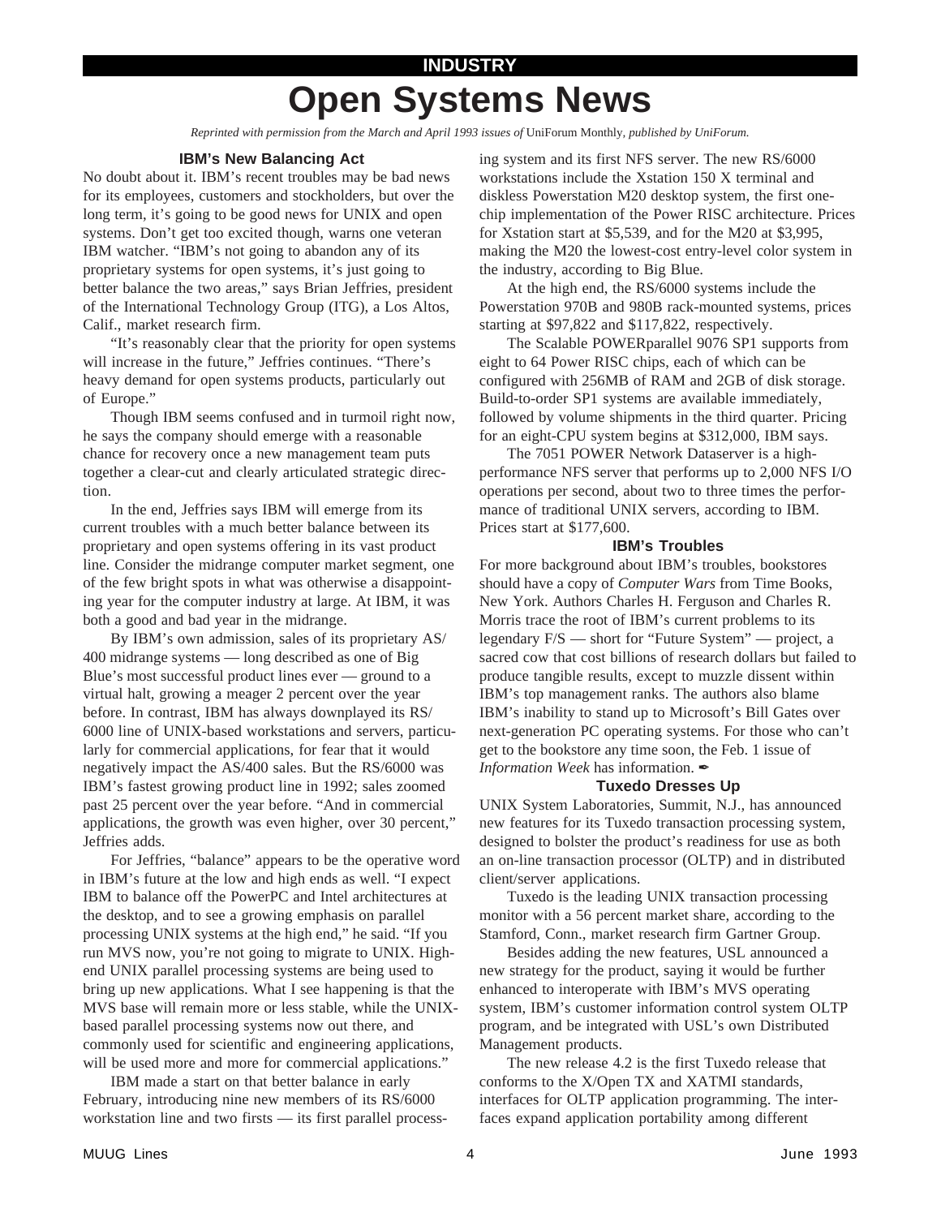INDUSTRY

# Open Systems News

*Reprinted with permission from the March and April 1993 issues of* UniForum Monthly*, published by UniForum.*

### IBM's New Balancing Act

No doubt about it. IBM's recent troubles may be bad news for its employees, customers and stockholders, but over the long term, it's going to be good news for UNIX and open systems. Don't get too excited though, warns one veteran IBM watcher. "IBM's not going to abandon any of its proprietary systems for open systems, it's just going to better balance the two areas," says Brian Jeffries, president of the International Technology Group (ITG), a Los Altos, Calif., market research firm.

"It's reasonably clear that the priority for open systems will increase in the future," Jeffries continues. "There's heavy demand for open systems products, particularly out of Europe."

Though IBM seems confused and in turmoil right now, he says the company should emerge with a reasonable chance for recovery once a new management team puts together a clear-cut and clearly articulated strategic direction.

In the end, Jeffries says IBM will emerge from its current troubles with a much better balance between its proprietary and open systems offering in its vast product line. Consider the midrange computer market segment, one of the few bright spots in what was otherwise a disappointing year for the computer industry at large. At IBM, it was both a good and bad year in the midrange.

By IBM's own admission, sales of its proprietary AS/400 midrange systems — long described as one of Big Blue's most successful product lines ever — ground to a virtual halt, growing a meager 2 percent over the year before. In contrast, IBM has always downplayed its RS/6000 line of UNIX-based workstations and servers, particularly for commercial applications, for fear that it would negatively impact the AS/400 sales. But the RS/6000 was IBM's fastest growing product line in 1992; sales zoomed past 25 percent over the year before. "And in commercial applications, the growth was even higher, over 30 percent," Jeffries adds.

For Jeffries, "balance" appears to be the operative word in IBM's future at the low and high ends as well. "I expect IBM to balance off the PowerPC and Intel architectures at the desktop, and to see a growing emphasis on parallel processing UNIX systems at the high end," he said. "If you run MVS now, you're not going to migrate to UNIX. High-end UNIX parallel processing systems are being used to bring up new applications. What I see happening is that the MVS base will remain more or less stable, while the UNIX-based parallel processing systems now out there, and commonly used for scientific and engineering applications, will be used more and more for commercial applications."

IBM made a start on that better balance in early February, introducing nine new members of its RS/6000 workstation line and two firsts — its first parallel processing system and its first NFS server. The new RS/6000 workstations include the Xstation 150 X terminal and diskless Powerstation M20 desktop system, the first one-chip implementation of the Power RISC architecture. Prices for Xstation start at $5,539, and for the M20 at $3,995, making the M20 the lowest-cost entry-level color system in the industry, according to Big Blue.

At the high end, the RS/6000 systems include the Powerstation 970B and 980B rack-mounted systems, prices starting at $97,822 and $117,822, respectively.

The Scalable POWERparallel 9076 SP1 supports from eight to 64 Power RISC chips, each of which can be configured with 256MB of RAM and 2GB of disk storage. Build-to-order SP1 systems are available immediately, followed by volume shipments in the third quarter. Pricing for an eight-CPU system begins at $312,000, IBM says.

The 7051 POWER Network Dataserver is a high-performance NFS server that performs up to 2,000 NFS I/O operations per second, about two to three times the performance of traditional UNIX servers, according to IBM. Prices start at $177,600.

### IBM's Troubles

For more background about IBM's troubles, bookstores should have a copy of *Computer Wars* from Time Books, New York. Authors Charles H. Ferguson and Charles R. Morris trace the root of IBM's current problems to its legendary F/S — short for "Future System" — project, a sacred cow that cost billions of research dollars but failed to produce tangible results, except to muzzle dissent within IBM's top management ranks. The authors also blame IBM's inability to stand up to Microsoft's Bill Gates over next-generation PC operating systems. For those who can't get to the bookstore any time soon, the Feb. 1 issue of *Information Week* has information. ✒

### Tuxedo Dresses Up

UNIX System Laboratories, Summit, N.J., has announced new features for its Tuxedo transaction processing system, designed to bolster the product's readiness for use as both an on-line transaction processor (OLTP) and in distributed client/server applications.

Tuxedo is the leading UNIX transaction processing monitor with a 56 percent market share, according to the Stamford, Conn., market research firm Gartner Group.

Besides adding the new features, USL announced a new strategy for the product, saying it would be further enhanced to interoperate with IBM's MVS operating system, IBM's customer information control system OLTP program, and be integrated with USL's own Distributed Management products.

The new release 4.2 is the first Tuxedo release that conforms to the X/Open TX and XATMI standards, interfaces for OLTP application programming. The interfaces expand application portability among different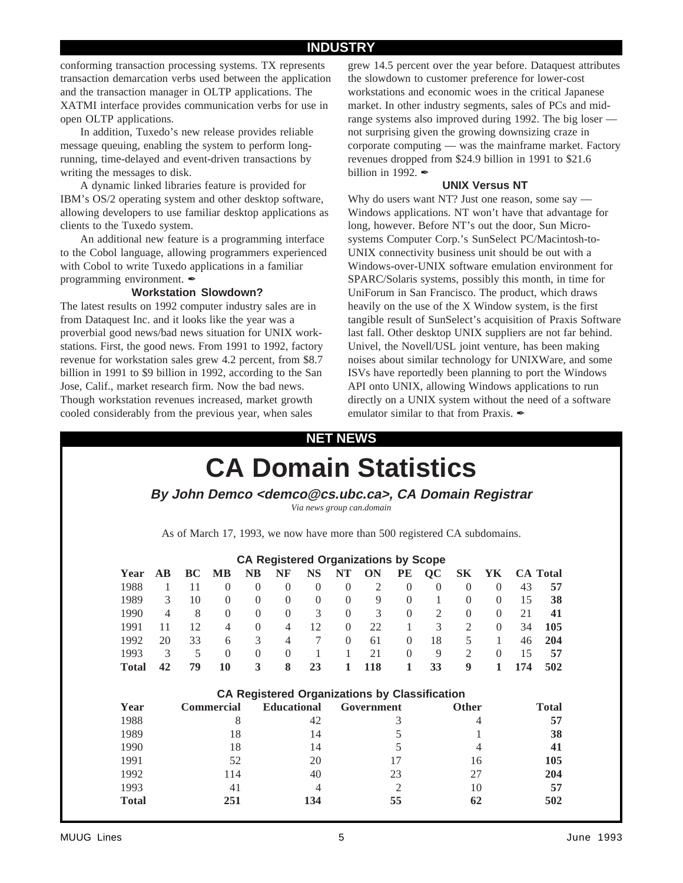## INDUSTRY

conforming transaction processing systems. TX represents transaction demarcation verbs used between the application and the transaction manager in OLTP applications. The XATMI interface provides communication verbs for use in open OLTP applications.

In addition, Tuxedo's new release provides reliable message queuing, enabling the system to perform long-running, time-delayed and event-driven transactions by writing the messages to disk.

A dynamic linked libraries feature is provided for IBM's OS/2 operating system and other desktop software, allowing developers to use familiar desktop applications as clients to the Tuxedo system.

An additional new feature is a programming interface to the Cobol language, allowing programmers experienced with Cobol to write Tuxedo applications in a familiar programming environment. ✒

### Workstation Slowdown?

The latest results on 1992 computer industry sales are in from Dataquest Inc. and it looks like the year was a proverbial good news/bad news situation for UNIX workstations. First, the good news. From 1991 to 1992, factory revenue for workstation sales grew 4.2 percent, from $8.7 billion in 1991 to $9 billion in 1992, according to the San Jose, Calif., market research firm. Now the bad news. Though workstation revenues increased, market growth cooled considerably from the previous year, when sales grew 14.5 percent over the year before. Dataquest attributes the slowdown to customer preference for lower-cost workstations and economic woes in the critical Japanese market. In other industry segments, sales of PCs and mid-range systems also improved during 1992. The big loser — not surprising given the growing downsizing craze in corporate computing — was the mainframe market. Factory revenues dropped from $24.9 billion in 1991 to $21.6 billion in 1992. ✒

### UNIX Versus NT

Why do users want NT? Just one reason, some say — Windows applications. NT won't have that advantage for long, however. Before NT's out the door, Sun Microsystems Computer Corp.'s SunSelect PC/Macintosh-to-UNIX connectivity business unit should be out with a Windows-over-UNIX software emulation environment for SPARC/Solaris systems, possibly this month, in time for UniForum in San Francisco. The product, which draws heavily on the use of the X Window system, is the first tangible result of SunSelect's acquisition of Praxis Software last fall. Other desktop UNIX suppliers are not far behind. Univel, the Novell/USL joint venture, has been making noises about similar technology for UNIXWare, and some ISVs have reportedly been planning to port the Windows API onto UNIX, allowing Windows applications to run directly on a UNIX system without the need of a software emulator similar to that from Praxis. ✒

## NET NEWS

# CA Domain Statistics

***By John Demco <demco@cs.ubc.ca>, CA Domain Registrar***

*Via news group can.domain*

As of March 17, 1993, we now have more than 500 registered CA subdomains.

**CA Registered Organizations by Scope**

| Year | AB | BC | MB | NB | NF | NS | NT | ON | PE | QC | SK | YK | CA | Total |
|---|---|---|---|---|---|---|---|---|---|---|---|---|---|---|
| 1988 | 1 | 11 | 0 | 0 | 0 | 0 | 0 | 2 | 0 | 0 | 0 | 0 | 43 | **57** |
| 1989 | 3 | 10 | 0 | 0 | 0 | 0 | 0 | 9 | 0 | 1 | 0 | 0 | 15 | **38** |
| 1990 | 4 | 8 | 0 | 0 | 0 | 3 | 0 | 3 | 0 | 2 | 0 | 0 | 21 | **41** |
| 1991 | 11 | 12 | 4 | 0 | 4 | 12 | 0 | 22 | 1 | 3 | 2 | 0 | 34 | **105** |
| 1992 | 20 | 33 | 6 | 3 | 4 | 7 | 0 | 61 | 0 | 18 | 5 | 1 | 46 | **204** |
| 1993 | 3 | 5 | 0 | 0 | 0 | 1 | 1 | 21 | 0 | 9 | 2 | 0 | 15 | **57** |
| **Total** | **42** | **79** | **10** | **3** | **8** | **23** | **1** | **118** | **1** | **33** | **9** | **1** | **174** | **502** |

**CA Registered Organizations by Classification**

| Year | Commercial | Educational | Government | Other | Total |
|---|---|---|---|---|---|
| 1988 | 8 | 42 | 3 | 4 | **57** |
| 1989 | 18 | 14 | 5 | 1 | **38** |
| 1990 | 18 | 14 | 5 | 4 | **41** |
| 1991 | 52 | 20 | 17 | 16 | **105** |
| 1992 | 114 | 40 | 23 | 27 | **204** |
| 1993 | 41 | 4 | 2 | 10 | **57** |
| **Total** | **251** | **134** | **55** | **62** | **502** |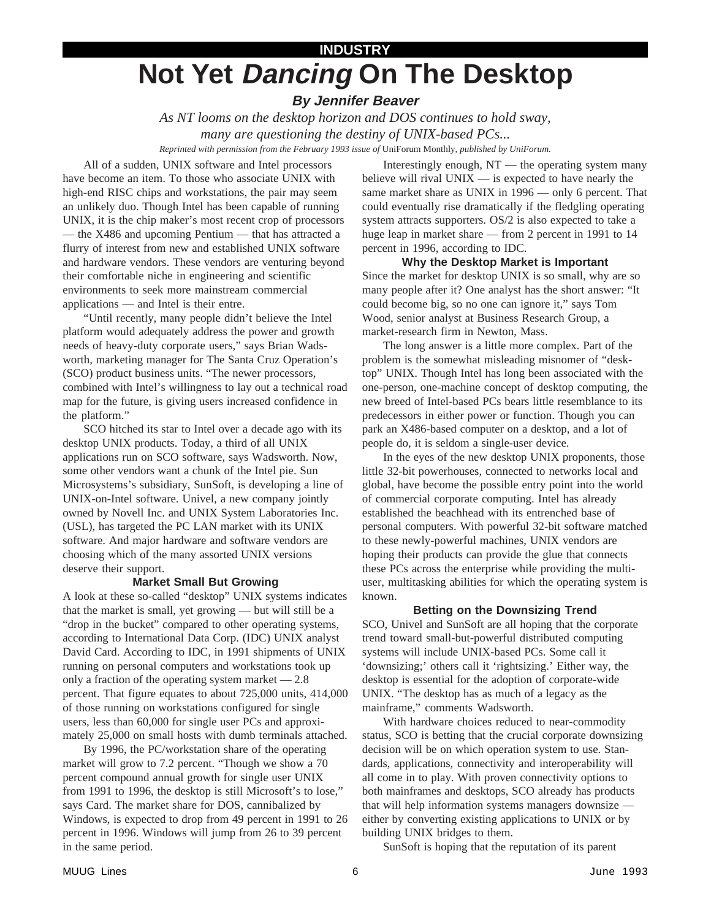INDUSTRY

# Not Yet *Dancing* On The Desktop

***By Jennifer Beaver***

*As NT looms on the desktop horizon and DOS continues to hold sway, many are questioning the destiny of UNIX-based PCs...*

*Reprinted with permission from the February 1993 issue of* UniForum Monthly, *published by UniForum.*

All of a sudden, UNIX software and Intel processors have become an item. To those who associate UNIX with high-end RISC chips and workstations, the pair may seem an unlikely duo. Though Intel has been capable of running UNIX, it is the chip maker's most recent crop of processors — the X486 and upcoming Pentium — that has attracted a flurry of interest from new and established UNIX software and hardware vendors. These vendors are venturing beyond their comfortable niche in engineering and scientific environments to seek more mainstream commercial applications — and Intel is their entre.

"Until recently, many people didn't believe the Intel platform would adequately address the power and growth needs of heavy-duty corporate users," says Brian Wadsworth, marketing manager for The Santa Cruz Operation's (SCO) product business units. "The newer processors, combined with Intel's willingness to lay out a technical road map for the future, is giving users increased confidence in the platform."

SCO hitched its star to Intel over a decade ago with its desktop UNIX products. Today, a third of all UNIX applications run on SCO software, says Wadsworth. Now, some other vendors want a chunk of the Intel pie. Sun Microsystems's subsidiary, SunSoft, is developing a line of UNIX-on-Intel software. Univel, a new company jointly owned by Novell Inc. and UNIX System Laboratories Inc. (USL), has targeted the PC LAN market with its UNIX software. And major hardware and software vendors are choosing which of the many assorted UNIX versions deserve their support.

### Market Small But Growing

A look at these so-called "desktop" UNIX systems indicates that the market is small, yet growing — but will still be a "drop in the bucket" compared to other operating systems, according to International Data Corp. (IDC) UNIX analyst David Card. According to IDC, in 1991 shipments of UNIX running on personal computers and workstations took up only a fraction of the operating system market — 2.8 percent. That figure equates to about 725,000 units, 414,000 of those running on workstations configured for single users, less than 60,000 for single user PCs and approximately 25,000 on small hosts with dumb terminals attached.

By 1996, the PC/workstation share of the operating market will grow to 7.2 percent. "Though we show a 70 percent compound annual growth for single user UNIX from 1991 to 1996, the desktop is still Microsoft's to lose," says Card. The market share for DOS, cannibalized by Windows, is expected to drop from 49 percent in 1991 to 26 percent in 1996. Windows will jump from 26 to 39 percent in the same period.

Interestingly enough, NT — the operating system many believe will rival UNIX — is expected to have nearly the same market share as UNIX in 1996 — only 6 percent. That could eventually rise dramatically if the fledgling operating system attracts supporters. OS/2 is also expected to take a huge leap in market share — from 2 percent in 1991 to 14 percent in 1996, according to IDC.

### Why the Desktop Market is Important

Since the market for desktop UNIX is so small, why are so many people after it? One analyst has the short answer: "It could become big, so no one can ignore it," says Tom Wood, senior analyst at Business Research Group, a market-research firm in Newton, Mass.

The long answer is a little more complex. Part of the problem is the somewhat misleading misnomer of "desktop" UNIX. Though Intel has long been associated with the one-person, one-machine concept of desktop computing, the new breed of Intel-based PCs bears little resemblance to its predecessors in either power or function. Though you can park an X486-based computer on a desktop, and a lot of people do, it is seldom a single-user device.

In the eyes of the new desktop UNIX proponents, those little 32-bit powerhouses, connected to networks local and global, have become the possible entry point into the world of commercial corporate computing. Intel has already established the beachhead with its entrenched base of personal computers. With powerful 32-bit software matched to these newly-powerful machines, UNIX vendors are hoping their products can provide the glue that connects these PCs across the enterprise while providing the multiuser, multitasking abilities for which the operating system is known.

### Betting on the Downsizing Trend

SCO, Univel and SunSoft are all hoping that the corporate trend toward small-but-powerful distributed computing systems will include UNIX-based PCs. Some call it 'downsizing;' others call it 'rightsizing.' Either way, the desktop is essential for the adoption of corporate-wide UNIX. "The desktop has as much of a legacy as the mainframe," comments Wadsworth.

With hardware choices reduced to near-commodity status, SCO is betting that the crucial corporate downsizing decision will be on which operation system to use. Standards, applications, connectivity and interoperability will all come in to play. With proven connectivity options to both mainframes and desktops, SCO already has products that will help information systems managers downsize — either by converting existing applications to UNIX or by building UNIX bridges to them.

SunSoft is hoping that the reputation of its parent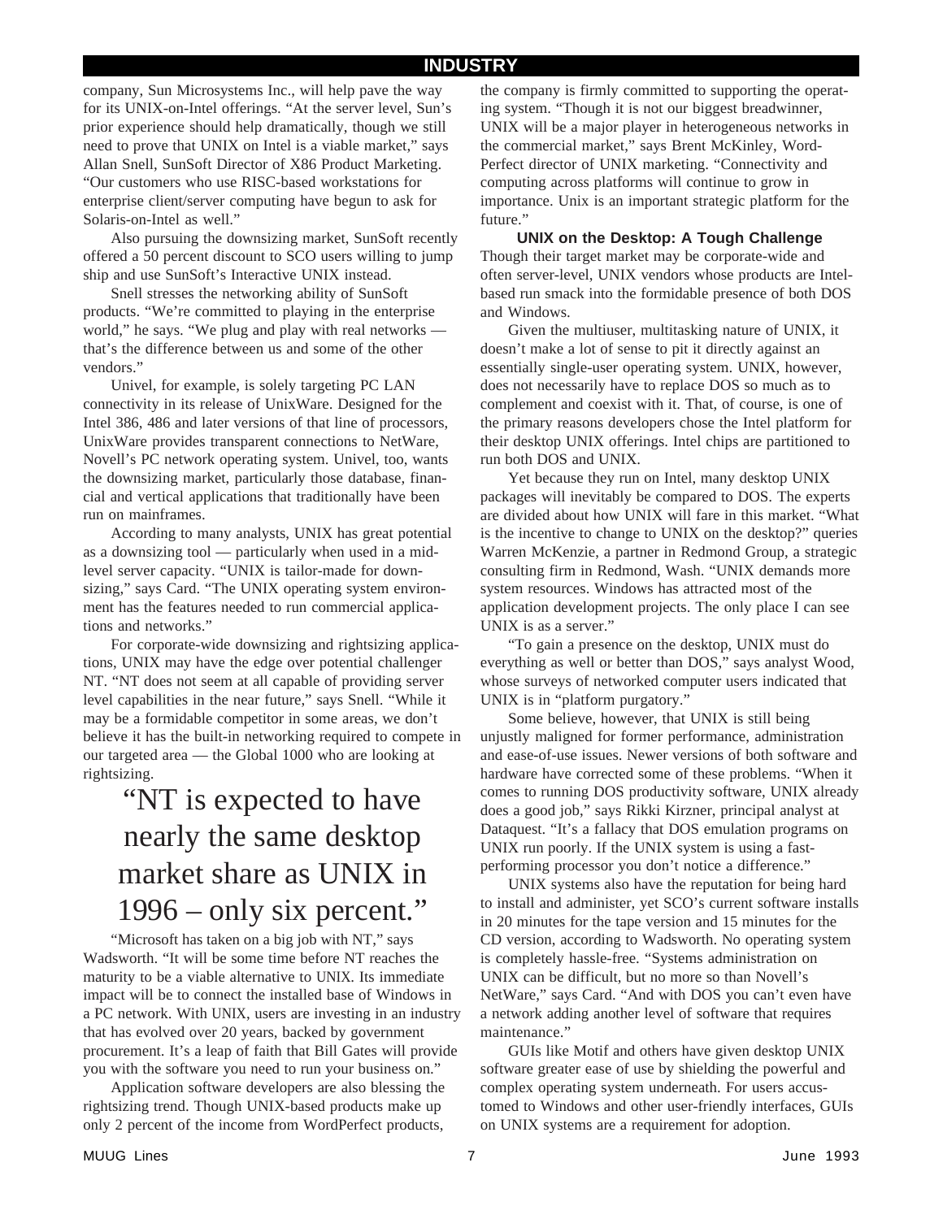company, Sun Microsystems Inc., will help pave the way for its UNIX-on-Intel offerings. "At the server level, Sun's prior experience should help dramatically, though we still need to prove that UNIX on Intel is a viable market," says Allan Snell, SunSoft Director of X86 Product Marketing. "Our customers who use RISC-based workstations for enterprise client/server computing have begun to ask for Solaris-on-Intel as well."

Also pursuing the downsizing market, SunSoft recently offered a 50 percent discount to SCO users willing to jump ship and use SunSoft's Interactive UNIX instead.

Snell stresses the networking ability of SunSoft products. "We're committed to playing in the enterprise world," he says. "We plug and play with real networks — that's the difference between us and some of the other vendors."

Univel, for example, is solely targeting PC LAN connectivity in its release of UnixWare. Designed for the Intel 386, 486 and later versions of that line of processors, UnixWare provides transparent connections to NetWare, Novell's PC network operating system. Univel, too, wants the downsizing market, particularly those database, financial and vertical applications that traditionally have been run on mainframes.

According to many analysts, UNIX has great potential as a downsizing tool — particularly when used in a mid-level server capacity. "UNIX is tailor-made for downsizing," says Card. "The UNIX operating system environment has the features needed to run commercial applications and networks."

For corporate-wide downsizing and rightsizing applications, UNIX may have the edge over potential challenger NT. "NT does not seem at all capable of providing server level capabilities in the near future," says Snell. "While it may be a formidable competitor in some areas, we don't believe it has the built-in networking required to compete in our targeted area — the Global 1000 who are looking at rightsizing.

> "NT is expected to have nearly the same desktop market share as UNIX in 1996 – only six percent."

"Microsoft has taken on a big job with NT," says Wadsworth. "It will be some time before NT reaches the maturity to be a viable alternative to UNIX. Its immediate impact will be to connect the installed base of Windows in a PC network. With UNIX, users are investing in an industry that has evolved over 20 years, backed by government procurement. It's a leap of faith that Bill Gates will provide you with the software you need to run your business on."

Application software developers are also blessing the rightsizing trend. Though UNIX-based products make up only 2 percent of the income from WordPerfect products, the company is firmly committed to supporting the operating system. "Though it is not our biggest breadwinner, UNIX will be a major player in heterogeneous networks in the commercial market," says Brent McKinley, WordPerfect director of UNIX marketing. "Connectivity and computing across platforms will continue to grow in importance. Unix is an important strategic platform for the future."

### UNIX on the Desktop: A Tough Challenge

Though their target market may be corporate-wide and often server-level, UNIX vendors whose products are Intel-based run smack into the formidable presence of both DOS and Windows.

Given the multiuser, multitasking nature of UNIX, it doesn't make a lot of sense to pit it directly against an essentially single-user operating system. UNIX, however, does not necessarily have to replace DOS so much as to complement and coexist with it. That, of course, is one of the primary reasons developers chose the Intel platform for their desktop UNIX offerings. Intel chips are partitioned to run both DOS and UNIX.

Yet because they run on Intel, many desktop UNIX packages will inevitably be compared to DOS. The experts are divided about how UNIX will fare in this market. "What is the incentive to change to UNIX on the desktop?" queries Warren McKenzie, a partner in Redmond Group, a strategic consulting firm in Redmond, Wash. "UNIX demands more system resources. Windows has attracted most of the application development projects. The only place I can see UNIX is as a server."

"To gain a presence on the desktop, UNIX must do everything as well or better than DOS," says analyst Wood, whose surveys of networked computer users indicated that UNIX is in "platform purgatory."

Some believe, however, that UNIX is still being unjustly maligned for former performance, administration and ease-of-use issues. Newer versions of both software and hardware have corrected some of these problems. "When it comes to running DOS productivity software, UNIX already does a good job," says Rikki Kirzner, principal analyst at Dataquest. "It's a fallacy that DOS emulation programs on UNIX run poorly. If the UNIX system is using a fast-performing processor you don't notice a difference."

UNIX systems also have the reputation for being hard to install and administer, yet SCO's current software installs in 20 minutes for the tape version and 15 minutes for the CD version, according to Wadsworth. No operating system is completely hassle-free. "Systems administration on UNIX can be difficult, but no more so than Novell's NetWare," says Card. "And with DOS you can't even have a network adding another level of software that requires maintenance."

GUIs like Motif and others have given desktop UNIX software greater ease of use by shielding the powerful and complex operating system underneath. For users accustomed to Windows and other user-friendly interfaces, GUIs on UNIX systems are a requirement for adoption.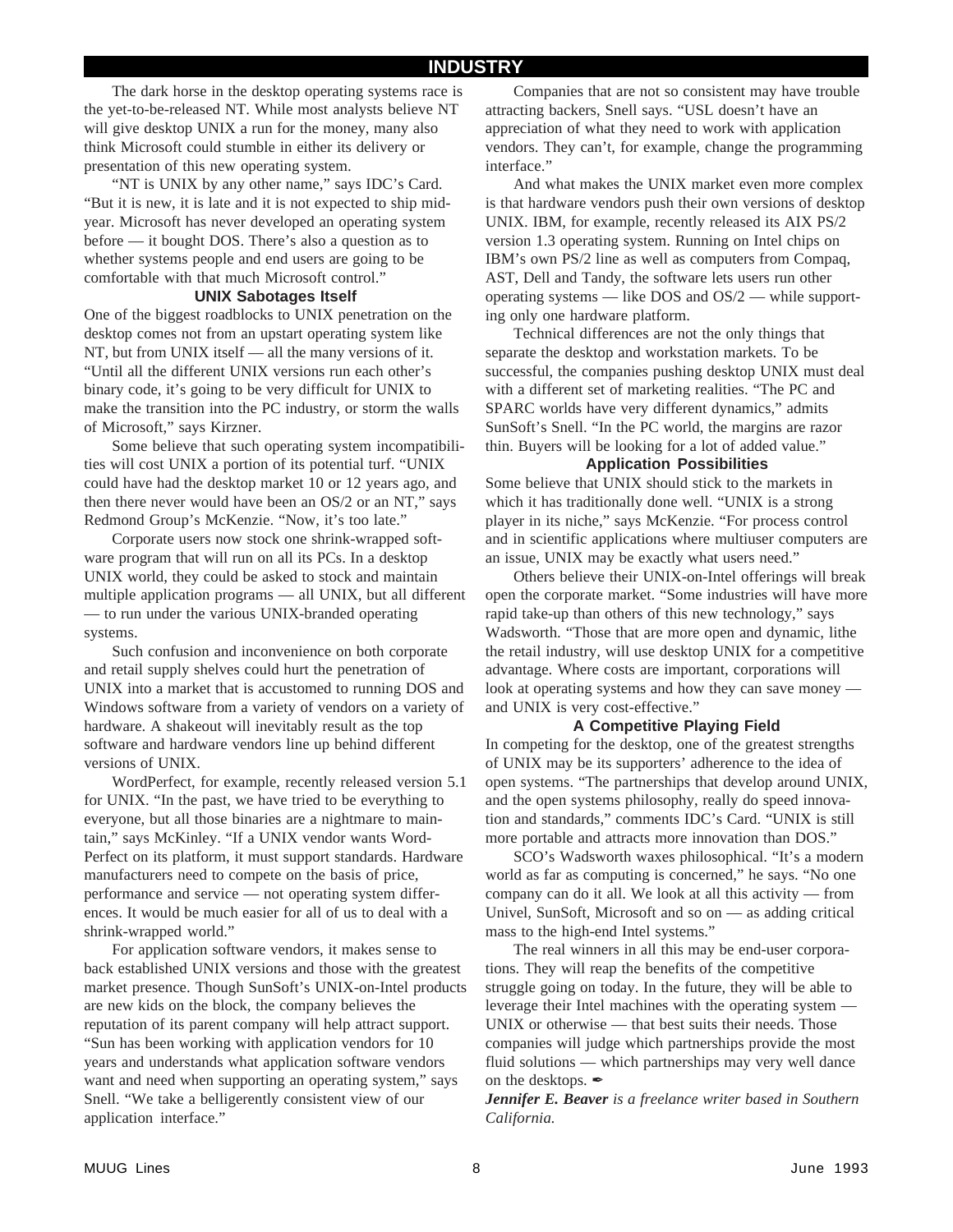The dark horse in the desktop operating systems race is the yet-to-be-released NT. While most analysts believe NT will give desktop UNIX a run for the money, many also think Microsoft could stumble in either its delivery or presentation of this new operating system.

"NT is UNIX by any other name," says IDC's Card. "But it is new, it is late and it is not expected to ship mid-year. Microsoft has never developed an operating system before — it bought DOS. There's also a question as to whether systems people and end users are going to be comfortable with that much Microsoft control."

### UNIX Sabotages Itself

One of the biggest roadblocks to UNIX penetration on the desktop comes not from an upstart operating system like NT, but from UNIX itself — all the many versions of it. "Until all the different UNIX versions run each other's binary code, it's going to be very difficult for UNIX to make the transition into the PC industry, or storm the walls of Microsoft," says Kirzner.

Some believe that such operating system incompatibilities will cost UNIX a portion of its potential turf. "UNIX could have had the desktop market 10 or 12 years ago, and then there never would have been an OS/2 or an NT," says Redmond Group's McKenzie. "Now, it's too late."

Corporate users now stock one shrink-wrapped software program that will run on all its PCs. In a desktop UNIX world, they could be asked to stock and maintain multiple application programs — all UNIX, but all different — to run under the various UNIX-branded operating systems.

Such confusion and inconvenience on both corporate and retail supply shelves could hurt the penetration of UNIX into a market that is accustomed to running DOS and Windows software from a variety of vendors on a variety of hardware. A shakeout will inevitably result as the top software and hardware vendors line up behind different versions of UNIX.

WordPerfect, for example, recently released version 5.1 for UNIX. "In the past, we have tried to be everything to everyone, but all those binaries are a nightmare to maintain," says McKinley. "If a UNIX vendor wants WordPerfect on its platform, it must support standards. Hardware manufacturers need to compete on the basis of price, performance and service — not operating system differences. It would be much easier for all of us to deal with a shrink-wrapped world."

For application software vendors, it makes sense to back established UNIX versions and those with the greatest market presence. Though SunSoft's UNIX-on-Intel products are new kids on the block, the company believes the reputation of its parent company will help attract support. "Sun has been working with application vendors for 10 years and understands what application software vendors want and need when supporting an operating system," says Snell. "We take a belligerently consistent view of our application interface."

Companies that are not so consistent may have trouble attracting backers, Snell says. "USL doesn't have an appreciation of what they need to work with application vendors. They can't, for example, change the programming interface."

And what makes the UNIX market even more complex is that hardware vendors push their own versions of desktop UNIX. IBM, for example, recently released its AIX PS/2 version 1.3 operating system. Running on Intel chips on IBM's own PS/2 line as well as computers from Compaq, AST, Dell and Tandy, the software lets users run other operating systems — like DOS and OS/2 — while supporting only one hardware platform.

Technical differences are not the only things that separate the desktop and workstation markets. To be successful, the companies pushing desktop UNIX must deal with a different set of marketing realities. "The PC and SPARC worlds have very different dynamics," admits SunSoft's Snell. "In the PC world, the margins are razor thin. Buyers will be looking for a lot of added value."

### Application Possibilities

Some believe that UNIX should stick to the markets in which it has traditionally done well. "UNIX is a strong player in its niche," says McKenzie. "For process control and in scientific applications where multiuser computers are an issue, UNIX may be exactly what users need."

Others believe their UNIX-on-Intel offerings will break open the corporate market. "Some industries will have more rapid take-up than others of this new technology," says Wadsworth. "Those that are more open and dynamic, lithe the retail industry, will use desktop UNIX for a competitive advantage. Where costs are important, corporations will look at operating systems and how they can save money — and UNIX is very cost-effective."

### A Competitive Playing Field

In competing for the desktop, one of the greatest strengths of UNIX may be its supporters' adherence to the idea of open systems. "The partnerships that develop around UNIX, and the open systems philosophy, really do speed innovation and standards," comments IDC's Card. "UNIX is still more portable and attracts more innovation than DOS."

SCO's Wadsworth waxes philosophical. "It's a modern world as far as computing is concerned," he says. "No one company can do it all. We look at all this activity — from Univel, SunSoft, Microsoft and so on — as adding critical mass to the high-end Intel systems."

The real winners in all this may be end-user corporations. They will reap the benefits of the competitive struggle going on today. In the future, they will be able to leverage their Intel machines with the operating system — UNIX or otherwise — that best suits their needs. Those companies will judge which partnerships provide the most fluid solutions — which partnerships may very well dance on the desktops. ✒

***Jennifer E. Beaver*** *is a freelance writer based in Southern California.*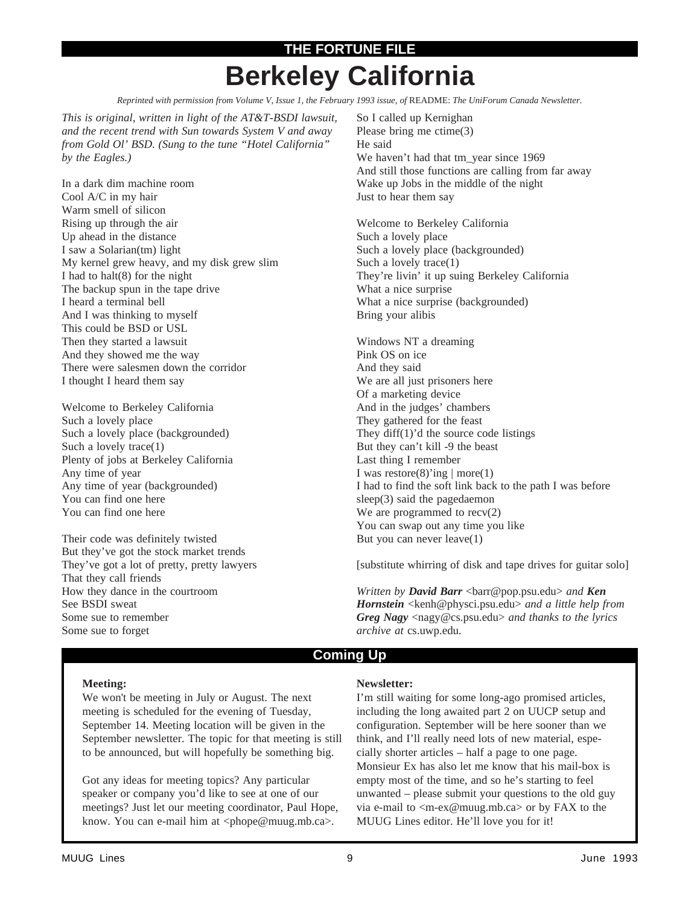## THE FORTUNE FILE

# Berkeley California

*Reprinted with permission from Volume V, Issue 1, the February 1993 issue, of* README: *The UniForum Canada Newsletter.*

*This is original, written in light of the AT&T-BSDI lawsuit, and the recent trend with Sun towards System V and away from Gold Ol' BSD. (Sung to the tune "Hotel California" by the Eagles.)*

In a dark dim machine room
Cool A/C in my hair
Warm smell of silicon
Rising up through the air
Up ahead in the distance
I saw a Solarian(tm) light
My kernel grew heavy, and my disk grew slim
I had to halt(8) for the night
The backup spun in the tape drive
I heard a terminal bell
And I was thinking to myself
This could be BSD or USL
Then they started a lawsuit
And they showed me the way
There were salesmen down the corridor
I thought I heard them say

Welcome to Berkeley California
Such a lovely place
Such a lovely place (backgrounded)
Such a lovely trace(1)
Plenty of jobs at Berkeley California
Any time of year
Any time of year (backgrounded)
You can find one here
You can find one here

Their code was definitely twisted
But they've got the stock market trends
They've got a lot of pretty, pretty lawyers
That they call friends
How they dance in the courtroom
See BSDI sweat
Some sue to remember
Some sue to forget

So I called up Kernighan
Please bring me ctime(3)
He said
We haven't had that tm_year since 1969
And still those functions are calling from far away
Wake up Jobs in the middle of the night
Just to hear them say

Welcome to Berkeley California
Such a lovely place
Such a lovely place (backgrounded)
Such a lovely trace(1)
They're livin' it up suing Berkeley California
What a nice surprise
What a nice surprise (backgrounded)
Bring your alibis

Windows NT a dreaming
Pink OS on ice
And they said
We are all just prisoners here
Of a marketing device
And in the judges' chambers
They gathered for the feast
They diff(1)'d the source code listings
But they can't kill -9 the beast
Last thing I remember
I was restore(8)'ing | more(1)
I had to find the soft link back to the path I was before
sleep(3) said the pagedaemon
We are programmed to recv(2)
You can swap out any time you like
But you can never leave(1)

[substitute whirring of disk and tape drives for guitar solo]

*Written by* ***David Barr*** <barr@pop.psu.edu> *and* ***Ken Hornstein*** <kenh@physci.psu.edu> *and a little help from* ***Greg Nagy*** <nagy@cs.psu.edu> *and thanks to the lyrics archive at* cs.uwp.edu.

## Coming Up

**Meeting:**
We won't be meeting in July or August. The next meeting is scheduled for the evening of Tuesday, September 14. Meeting location will be given in the September newsletter. The topic for that meeting is still to be announced, but will hopefully be something big.

Got any ideas for meeting topics? Any particular speaker or company you'd like to see at one of our meetings? Just let our meeting coordinator, Paul Hope, know. You can e-mail him at <phope@muug.mb.ca>.

**Newsletter:**
I'm still waiting for some long-ago promised articles, including the long awaited part 2 on UUCP setup and configuration. September will be here sooner than we think, and I'll really need lots of new material, especially shorter articles – half a page to one page. Monsieur Ex has also let me know that his mail-box is empty most of the time, and so he's starting to feel unwanted – please submit your questions to the old guy via e-mail to <m-ex@muug.mb.ca> or by FAX to the MUUG Lines editor. He'll love you for it!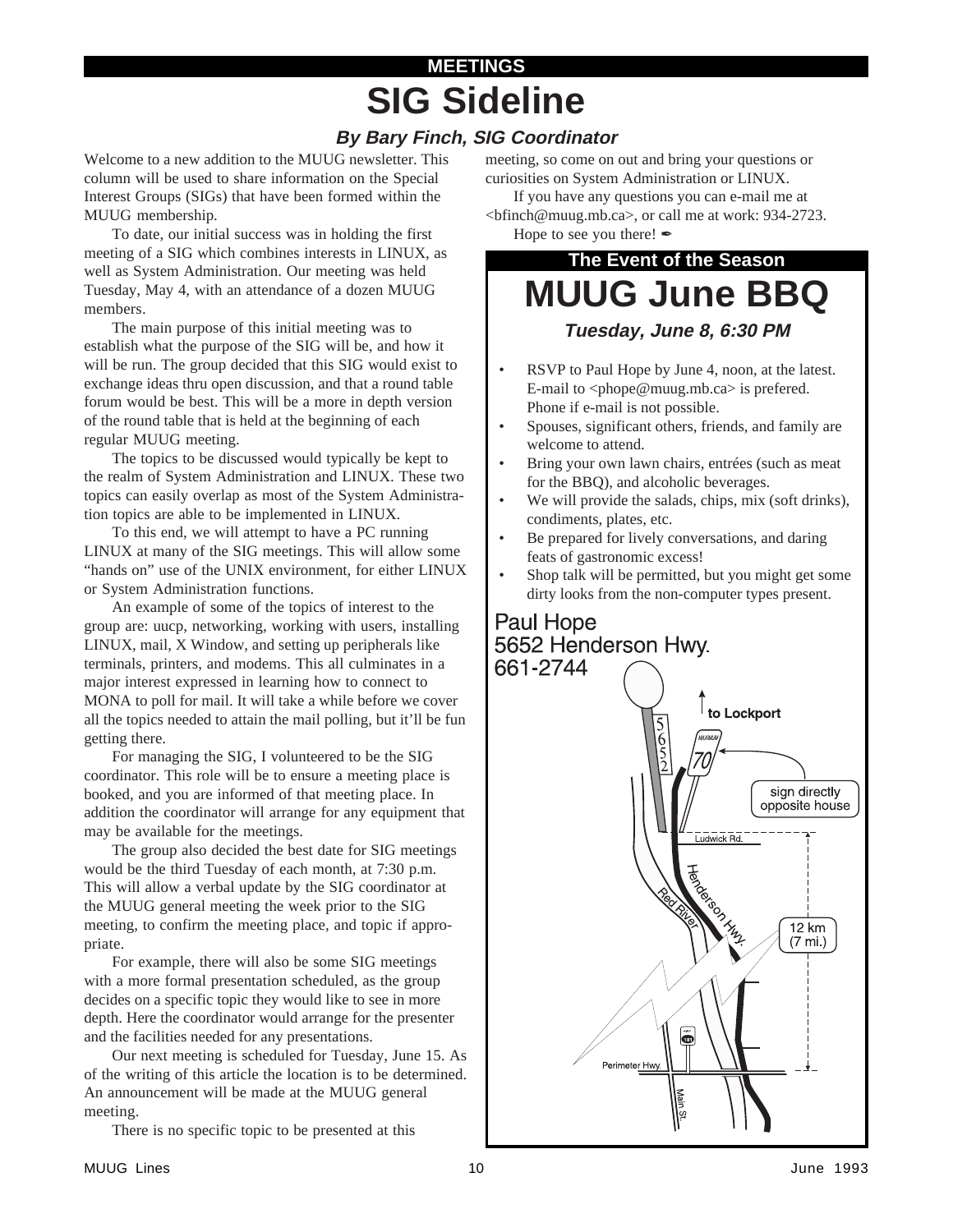MEETINGS

# SIG Sideline

***By Bary Finch, SIG Coordinator***

Welcome to a new addition to the MUUG newsletter. This column will be used to share information on the Special Interest Groups (SIGs) that have been formed within the MUUG membership.

To date, our initial success was in holding the first meeting of a SIG which combines interests in LINUX, as well as System Administration. Our meeting was held Tuesday, May 4, with an attendance of a dozen MUUG members.

The main purpose of this initial meeting was to establish what the purpose of the SIG will be, and how it will be run. The group decided that this SIG would exist to exchange ideas thru open discussion, and that a round table forum would be best. This will be a more in depth version of the round table that is held at the beginning of each regular MUUG meeting.

The topics to be discussed would typically be kept to the realm of System Administration and LINUX. These two topics can easily overlap as most of the System Administration topics are able to be implemented in LINUX.

To this end, we will attempt to have a PC running LINUX at many of the SIG meetings. This will allow some "hands on" use of the UNIX environment, for either LINUX or System Administration functions.

An example of some of the topics of interest to the group are: uucp, networking, working with users, installing LINUX, mail, X Window, and setting up peripherals like terminals, printers, and modems. This all culminates in a major interest expressed in learning how to connect to MONA to poll for mail. It will take a while before we cover all the topics needed to attain the mail polling, but it'll be fun getting there.

For managing the SIG, I volunteered to be the SIG coordinator. This role will be to ensure a meeting place is booked, and you are informed of that meeting place. In addition the coordinator will arrange for any equipment that may be available for the meetings.

The group also decided the best date for SIG meetings would be the third Tuesday of each month, at 7:30 p.m. This will allow a verbal update by the SIG coordinator at the MUUG general meeting the week prior to the SIG meeting, to confirm the meeting place, and topic if appropriate.

For example, there will also be some SIG meetings with a more formal presentation scheduled, as the group decides on a specific topic they would like to see in more depth. Here the coordinator would arrange for the presenter and the facilities needed for any presentations.

Our next meeting is scheduled for Tuesday, June 15. As of the writing of this article the location is to be determined. An announcement will be made at the MUUG general meeting.

There is no specific topic to be presented at this meeting, so come on out and bring your questions or curiosities on System Administration or LINUX.

If you have any questions you can e-mail me at <bfinch@muug.mb.ca>, or call me at work: 934-2723.

Hope to see you there! ✒

**The Event of the Season**

# MUUG June BBQ

***Tuesday, June 8, 6:30 PM***

- RSVP to Paul Hope by June 4, noon, at the latest. E-mail to <phope@muug.mb.ca> is prefered. Phone if e-mail is not possible.
- Spouses, significant others, friends, and family are welcome to attend.
- Bring your own lawn chairs, entrées (such as meat for the BBQ), and alcoholic beverages.
- We will provide the salads, chips, mix (soft drinks), condiments, plates, etc.
- Be prepared for lively conversations, and daring feats of gastronomic excess!
- Shop talk will be permitted, but you might get some dirty looks from the non-computer types present.

Paul Hope
5652 Henderson Hwy.
661-2744

5652
to Lockport
MAXIMUM 70
sign directly opposite house
Ludwick Rd.
Henderson Hwy.
Red River
12 km (7 mi.)
Perimeter Hwy.
Main St.